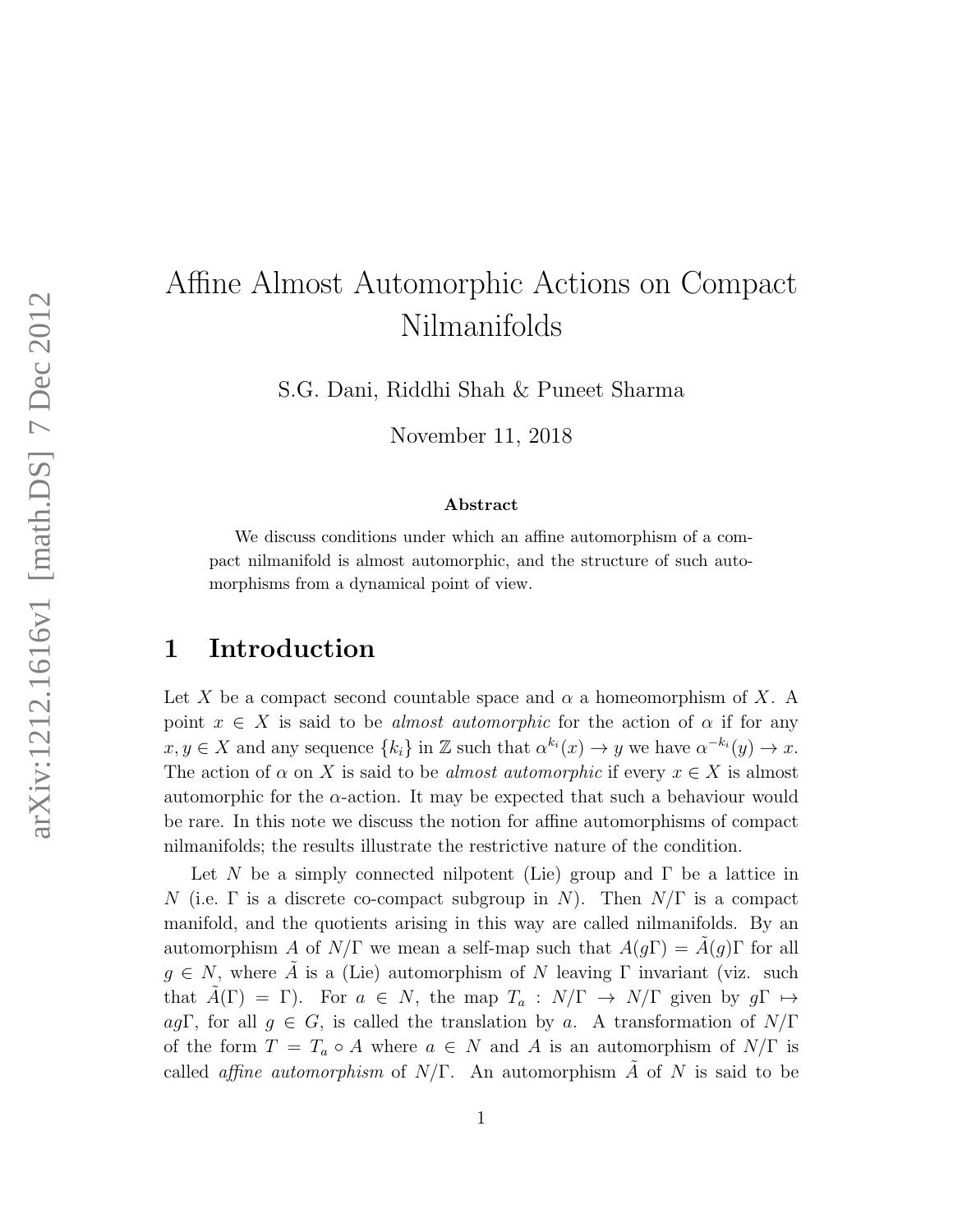# Affine Almost Automorphic Actions on Compact Nilmanifolds

S.G. Dani, Riddhi Shah & Puneet Sharma

November 11, 2018

**Abstract**

We discuss conditions under which an affine automorphism of a compact nilmanifold is almost automorphic, and the structure of such automorphisms from a dynamical point of view.

## 1 Introduction

Let $X$ be a compact second countable space and $\alpha$ a homeomorphism of $X$. A point $x \in X$ is said to be *almost automorphic* for the action of $\alpha$ if for any $x, y \in X$ and any sequence $\{k_i\}$ in $\mathbb{Z}$ such that $\alpha^{k_i}(x) \to y$ we have $\alpha^{-k_i}(y) \to x$. The action of $\alpha$ on $X$ is said to be *almost automorphic* if every $x \in X$ is almost automorphic for the $\alpha$-action. It may be expected that such a behaviour would be rare. In this note we discuss the notion for affine automorphisms of compact nilmanifolds; the results illustrate the restrictive nature of the condition.

Let $N$ be a simply connected nilpotent (Lie) group and $\Gamma$ be a lattice in $N$ (i.e. $\Gamma$ is a discrete co-compact subgroup in $N$). Then $N/\Gamma$ is a compact manifold, and the quotients arising in this way are called nilmanifolds. By an automorphism $A$ of $N/\Gamma$ we mean a self-map such that $A(g\Gamma) = \tilde{A}(g)\Gamma$ for all $g \in N$, where $\tilde{A}$ is a (Lie) automorphism of $N$ leaving $\Gamma$ invariant (viz. such that $\tilde{A}(\Gamma) = \Gamma$). For $a \in N$, the map $T_a : N/\Gamma \to N/\Gamma$ given by $g\Gamma \mapsto ag\Gamma$, for all $g \in G$, is called the translation by $a$. A transformation of $N/\Gamma$ of the form $T = T_a \circ A$ where $a \in N$ and $A$ is an automorphism of $N/\Gamma$ is called *affine automorphism* of $N/\Gamma$. An automorphism $\tilde{A}$ of $N$ is said to be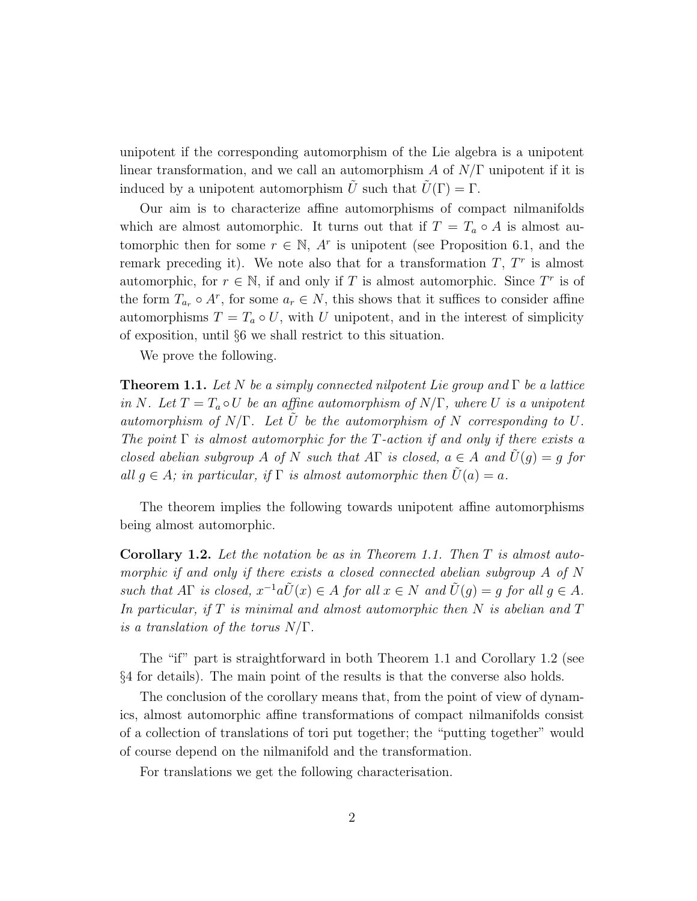unipotent if the corresponding automorphism of the Lie algebra is a unipotent linear transformation, and we call an automorphism $A$ of $N/\Gamma$ unipotent if it is induced by a unipotent automorphism $\tilde{U}$ such that $\tilde{U}(\Gamma) = \Gamma$.

Our aim is to characterize affine automorphisms of compact nilmanifolds which are almost automorphic. It turns out that if $T = T_a \circ A$ is almost automorphic then for some $r \in \mathbb{N}$, $A^r$ is unipotent (see Proposition 6.1, and the remark preceding it). We note also that for a transformation $T$, $T^r$ is almost automorphic, for $r \in \mathbb{N}$, if and only if $T$ is almost automorphic. Since $T^r$ is of the form $T_{a_r} \circ A^r$, for some $a_r \in N$, this shows that it suffices to consider affine automorphisms $T = T_a \circ U$, with $U$ unipotent, and in the interest of simplicity of exposition, until §6 we shall restrict to this situation.

We prove the following.

**Theorem 1.1.** *Let $N$ be a simply connected nilpotent Lie group and $\Gamma$ be a lattice in $N$. Let $T = T_a \circ U$ be an affine automorphism of $N/\Gamma$, where $U$ is a unipotent automorphism of $N/\Gamma$. Let $\tilde{U}$ be the automorphism of $N$ corresponding to $U$. The point $\Gamma$ is almost automorphic for the $T$-action if and only if there exists a closed abelian subgroup $A$ of $N$ such that $A\Gamma$ is closed, $a \in A$ and $\tilde{U}(g) = g$ for all $g \in A$; in particular, if $\Gamma$ is almost automorphic then $\tilde{U}(a) = a$.*

The theorem implies the following towards unipotent affine automorphisms being almost automorphic.

**Corollary 1.2.** *Let the notation be as in Theorem 1.1. Then $T$ is almost automorphic if and only if there exists a closed connected abelian subgroup $A$ of $N$ such that $A\Gamma$ is closed, $x^{-1}a\tilde{U}(x) \in A$ for all $x \in N$ and $\tilde{U}(g) = g$ for all $g \in A$. In particular, if $T$ is minimal and almost automorphic then $N$ is abelian and $T$ is a translation of the torus $N/\Gamma$.*

The "if" part is straightforward in both Theorem 1.1 and Corollary 1.2 (see §4 for details). The main point of the results is that the converse also holds.

The conclusion of the corollary means that, from the point of view of dynamics, almost automorphic affine transformations of compact nilmanifolds consist of a collection of translations of tori put together; the "putting together" would of course depend on the nilmanifold and the transformation.

For translations we get the following characterisation.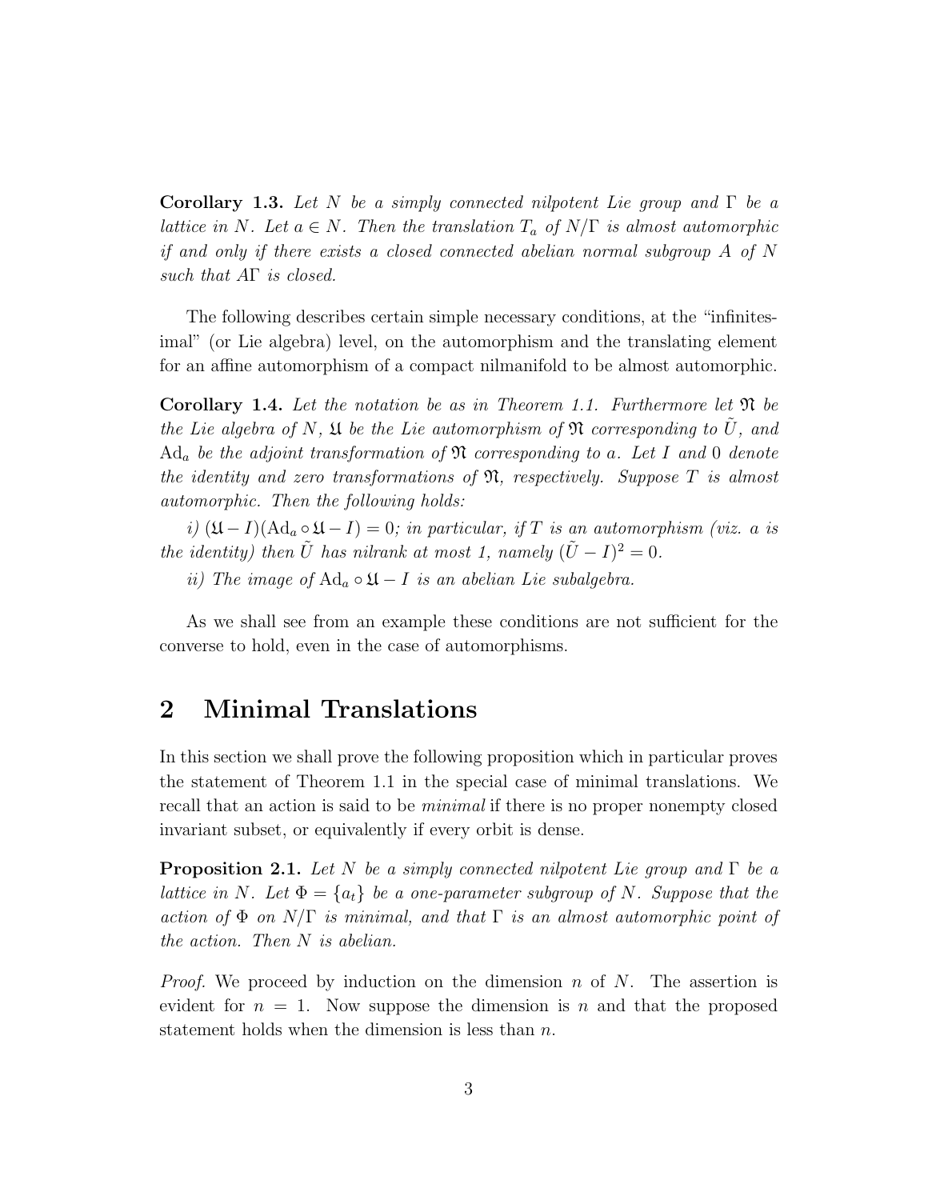**Corollary 1.3.** *Let $N$ be a simply connected nilpotent Lie group and $\Gamma$ be a lattice in $N$. Let $a \in N$. Then the translation $T_a$ of $N/\Gamma$ is almost automorphic if and only if there exists a closed connected abelian normal subgroup $A$ of $N$ such that $A\Gamma$ is closed.*

The following describes certain simple necessary conditions, at the "infinitesimal" (or Lie algebra) level, on the automorphism and the translating element for an affine automorphism of a compact nilmanifold to be almost automorphic.

**Corollary 1.4.** *Let the notation be as in Theorem 1.1. Furthermore let $\mathfrak{N}$ be the Lie algebra of $N$, $\mathfrak{U}$ be the Lie automorphism of $\mathfrak{N}$ corresponding to $\tilde{U}$, and $\mathrm{Ad}_a$ be the adjoint transformation of $\mathfrak{N}$ corresponding to $a$. Let $I$ and $0$ denote the identity and zero transformations of $\mathfrak{N}$, respectively. Suppose $T$ is almost automorphic. Then the following holds:*

*i) $(\mathfrak{U} - I)(\mathrm{Ad}_a \circ \mathfrak{U} - I) = 0$; in particular, if $T$ is an automorphism (viz. $a$ is the identity) then $\tilde{U}$ has nilrank at most 1, namely $(\tilde{U} - I)^2 = 0$.*

*ii) The image of $\mathrm{Ad}_a \circ \mathfrak{U} - I$ is an abelian Lie subalgebra.*

As we shall see from an example these conditions are not sufficient for the converse to hold, even in the case of automorphisms.

## 2 Minimal Translations

In this section we shall prove the following proposition which in particular proves the statement of Theorem 1.1 in the special case of minimal translations. We recall that an action is said to be *minimal* if there is no proper nonempty closed invariant subset, or equivalently if every orbit is dense.

**Proposition 2.1.** *Let $N$ be a simply connected nilpotent Lie group and $\Gamma$ be a lattice in $N$. Let $\Phi = \{a_t\}$ be a one-parameter subgroup of $N$. Suppose that the action of $\Phi$ on $N/\Gamma$ is minimal, and that $\Gamma$ is an almost automorphic point of the action. Then $N$ is abelian.*

*Proof.* We proceed by induction on the dimension $n$ of $N$. The assertion is evident for $n = 1$. Now suppose the dimension is $n$ and that the proposed statement holds when the dimension is less than $n$.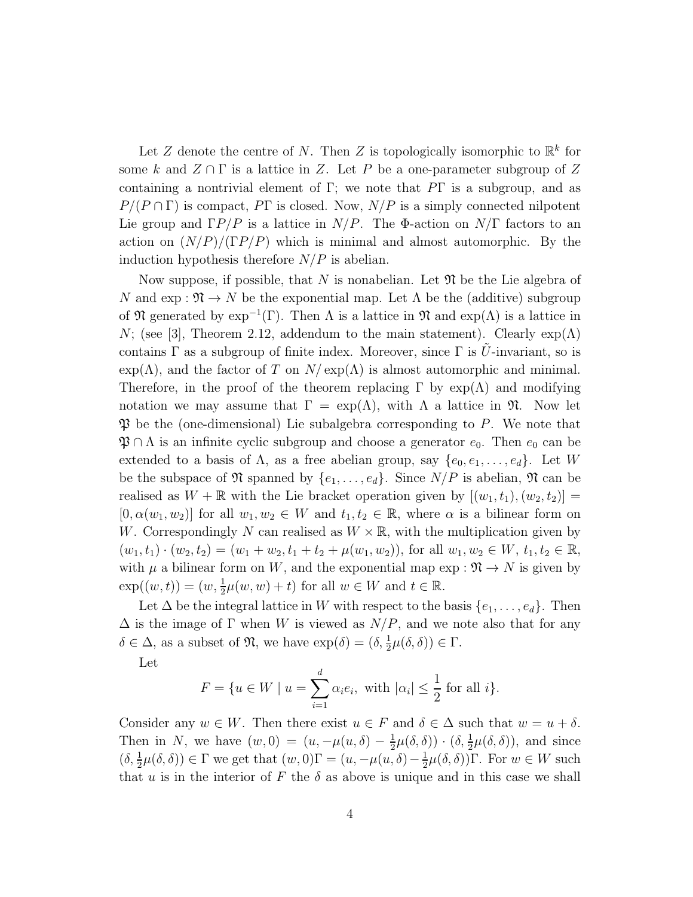Let $Z$ denote the centre of $N$. Then $Z$ is topologically isomorphic to $\mathbb{R}^k$ for some $k$ and $Z \cap \Gamma$ is a lattice in $Z$. Let $P$ be a one-parameter subgroup of $Z$ containing a nontrivial element of $\Gamma$; we note that $P\Gamma$ is a subgroup, and as $P/(P \cap \Gamma)$ is compact, $P\Gamma$ is closed. Now, $N/P$ is a simply connected nilpotent Lie group and $\Gamma P/P$ is a lattice in $N/P$. The $\Phi$-action on $N/\Gamma$ factors to an action on $(N/P)/(\Gamma P/P)$ which is minimal and almost automorphic. By the induction hypothesis therefore $N/P$ is abelian.

Now suppose, if possible, that $N$ is nonabelian. Let $\mathfrak{N}$ be the Lie algebra of $N$ and $\exp : \mathfrak{N} \to N$ be the exponential map. Let $\Lambda$ be the (additive) subgroup of $\mathfrak{N}$ generated by $\exp^{-1}(\Gamma)$. Then $\Lambda$ is a lattice in $\mathfrak{N}$ and $\exp(\Lambda)$ is a lattice in $N$; (see [3], Theorem 2.12, addendum to the main statement). Clearly $\exp(\Lambda)$ contains $\Gamma$ as a subgroup of finite index. Moreover, since $\Gamma$ is $\tilde{U}$-invariant, so is $\exp(\Lambda)$, and the factor of $T$ on $N/\exp(\Lambda)$ is almost automorphic and minimal. Therefore, in the proof of the theorem replacing $\Gamma$ by $\exp(\Lambda)$ and modifying notation we may assume that $\Gamma = \exp(\Lambda)$, with $\Lambda$ a lattice in $\mathfrak{N}$. Now let $\mathfrak{P}$ be the (one-dimensional) Lie subalgebra corresponding to $P$. We note that $\mathfrak{P} \cap \Lambda$ is an infinite cyclic subgroup and choose a generator $e_0$. Then $e_0$ can be extended to a basis of $\Lambda$, as a free abelian group, say $\{e_0, e_1, \ldots, e_d\}$. Let $W$ be the subspace of $\mathfrak{N}$ spanned by $\{e_1, \ldots, e_d\}$. Since $N/P$ is abelian, $\mathfrak{N}$ can be realised as $W + \mathbb{R}$ with the Lie bracket operation given by $[(w_1, t_1), (w_2, t_2)] = [0, \alpha(w_1, w_2)]$ for all $w_1, w_2 \in W$ and $t_1, t_2 \in \mathbb{R}$, where $\alpha$ is a bilinear form on $W$. Correspondingly $N$ can realised as $W \times \mathbb{R}$, with the multiplication given by $(w_1, t_1) \cdot (w_2, t_2) = (w_1 + w_2, t_1 + t_2 + \mu(w_1, w_2))$, for all $w_1, w_2 \in W$, $t_1, t_2 \in \mathbb{R}$, with $\mu$ a bilinear form on $W$, and the exponential map $\exp : \mathfrak{N} \to N$ is given by $\exp((w, t)) = (w, \frac{1}{2}\mu(w, w) + t)$ for all $w \in W$ and $t \in \mathbb{R}$.

Let $\Delta$ be the integral lattice in $W$ with respect to the basis $\{e_1, \ldots, e_d\}$. Then $\Delta$ is the image of $\Gamma$ when $W$ is viewed as $N/P$, and we note also that for any $\delta \in \Delta$, as a subset of $\mathfrak{N}$, we have $\exp(\delta) = (\delta, \frac{1}{2}\mu(\delta, \delta)) \in \Gamma$.

Let

$$F = \{u \in W \mid u = \sum_{i=1}^{d} \alpha_i e_i, \text{ with } |\alpha_i| \leq \frac{1}{2} \text{ for all } i\}.$$

Consider any $w \in W$. Then there exist $u \in F$ and $\delta \in \Delta$ such that $w = u + \delta$. Then in $N$, we have $(w, 0) = (u, -\mu(u, \delta) - \frac{1}{2}\mu(\delta, \delta)) \cdot (\delta, \frac{1}{2}\mu(\delta, \delta))$, and since $(\delta, \frac{1}{2}\mu(\delta, \delta)) \in \Gamma$ we get that $(w, 0)\Gamma = (u, -\mu(u, \delta) - \frac{1}{2}\mu(\delta, \delta))\Gamma$. For $w \in W$ such that $u$ is in the interior of $F$ the $\delta$ as above is unique and in this case we shall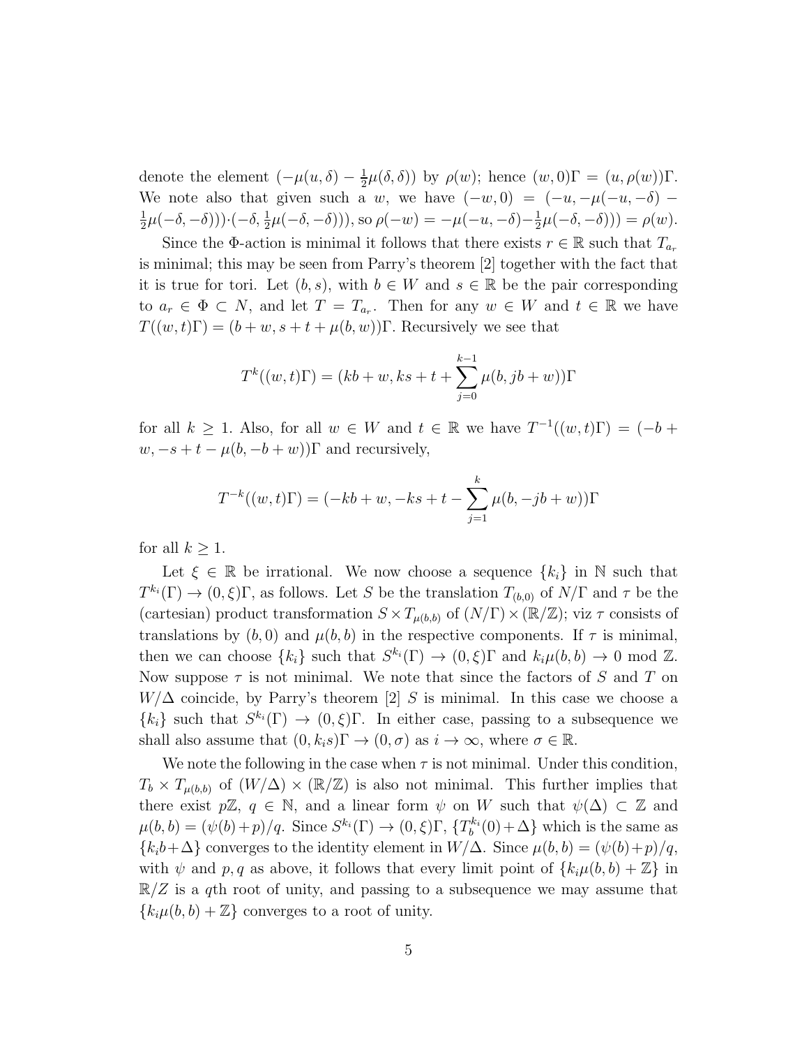denote the element $(-\mu(u,\delta) - \frac{1}{2}\mu(\delta,\delta))$ by $\rho(w)$; hence $(w,0)\Gamma = (u,\rho(w))\Gamma$. We note also that given such a $w$, we have $(-w,0) = (-u, -\mu(-u,-\delta) - \frac{1}{2}\mu(-\delta,-\delta)))\cdot(-\delta, \frac{1}{2}\mu(-\delta,-\delta)))$, so $\rho(-w) = -\mu(-u,-\delta) - \frac{1}{2}\mu(-\delta,-\delta))) = \rho(w)$.

Since the $\Phi$-action is minimal it follows that there exists $r \in \mathbb{R}$ such that $T_{a_r}$ is minimal; this may be seen from Parry's theorem [2] together with the fact that it is true for tori. Let $(b,s)$, with $b \in W$ and $s \in \mathbb{R}$ be the pair corresponding to $a_r \in \Phi \subset N$, and let $T = T_{a_r}$. Then for any $w \in W$ and $t \in \mathbb{R}$ we have $T((w,t)\Gamma) = (b+w, s+t+\mu(b,w))\Gamma$. Recursively we see that

$$T^k((w,t)\Gamma) = (kb+w, ks+t+\sum_{j=0}^{k-1}\mu(b, jb+w))\Gamma$$

for all $k \geq 1$. Also, for all $w \in W$ and $t \in \mathbb{R}$ we have $T^{-1}((w,t)\Gamma) = (-b+w, -s+t-\mu(b,-b+w))\Gamma$ and recursively,

$$T^{-k}((w,t)\Gamma) = (-kb+w, -ks+t-\sum_{j=1}^{k}\mu(b,-jb+w))\Gamma$$

for all $k \geq 1$.

Let $\xi \in \mathbb{R}$ be irrational. We now choose a sequence $\{k_i\}$ in $\mathbb{N}$ such that $T^{k_i}(\Gamma) \to (0,\xi)\Gamma$, as follows. Let $S$ be the translation $T_{(b,0)}$ of $N/\Gamma$ and $\tau$ be the (cartesian) product transformation $S \times T_{\mu(b,b)}$ of $(N/\Gamma)\times(\mathbb{R}/\mathbb{Z})$; viz $\tau$ consists of translations by $(b,0)$ and $\mu(b,b)$ in the respective components. If $\tau$ is minimal, then we can choose $\{k_i\}$ such that $S^{k_i}(\Gamma) \to (0,\xi)\Gamma$ and $k_i\mu(b,b) \to 0 \bmod \mathbb{Z}$. Now suppose $\tau$ is not minimal. We note that since the factors of $S$ and $T$ on $W/\Delta$ coincide, by Parry's theorem [2] $S$ is minimal. In this case we choose a $\{k_i\}$ such that $S^{k_i}(\Gamma) \to (0,\xi)\Gamma$. In either case, passing to a subsequence we shall also assume that $(0,k_is)\Gamma \to (0,\sigma)$ as $i \to \infty$, where $\sigma \in \mathbb{R}$.

We note the following in the case when $\tau$ is not minimal. Under this condition, $T_b \times T_{\mu(b,b)}$ of $(W/\Delta)\times(\mathbb{R}/\mathbb{Z})$ is also not minimal. This further implies that there exist $p\mathbb{Z}$, $q \in \mathbb{N}$, and a linear form $\psi$ on $W$ such that $\psi(\Delta) \subset \mathbb{Z}$ and $\mu(b,b) = (\psi(b)+p)/q$. Since $S^{k_i}(\Gamma) \to (0,\xi)\Gamma$, $\{T_b^{k_i}(0)+\Delta\}$ which is the same as $\{k_ib+\Delta\}$ converges to the identity element in $W/\Delta$. Since $\mu(b,b) = (\psi(b)+p)/q$, with $\psi$ and $p,q$ as above, it follows that every limit point of $\{k_i\mu(b,b)+\mathbb{Z}\}$ in $\mathbb{R}/Z$ is a $q$th root of unity, and passing to a subsequence we may assume that $\{k_i\mu(b,b)+\mathbb{Z}\}$ converges to a root of unity.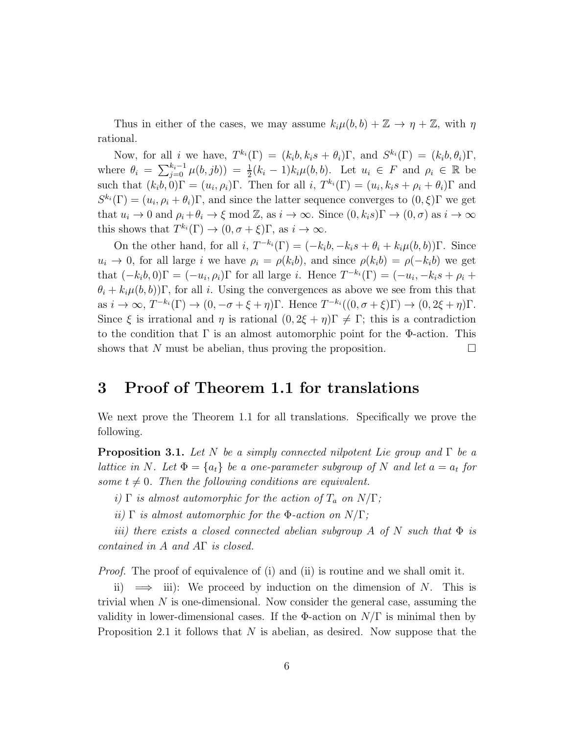Thus in either of the cases, we may assume $k_i\mu(b,b) + \mathbb{Z} \to \eta + \mathbb{Z}$, with $\eta$ rational.

Now, for all $i$ we have, $T^{k_i}(\Gamma) = (k_i b, k_i s + \theta_i)\Gamma$, and $S^{k_i}(\Gamma) = (k_i b, \theta_i)\Gamma$, where $\theta_i = \sum_{j=0}^{k_i-1} \mu(b, jb)) = \frac{1}{2}(k_i - 1)k_i\mu(b,b)$. Let $u_i \in F$ and $\rho_i \in \mathbb{R}$ be such that $(k_i b, 0)\Gamma = (u_i, \rho_i)\Gamma$. Then for all $i$, $T^{k_i}(\Gamma) = (u_i, k_i s + \rho_i + \theta_i)\Gamma$ and $S^{k_i}(\Gamma) = (u_i, \rho_i + \theta_i)\Gamma$, and since the latter sequence converges to $(0, \xi)\Gamma$ we get that $u_i \to 0$ and $\rho_i + \theta_i \to \xi \bmod \mathbb{Z}$, as $i \to \infty$. Since $(0, k_i s)\Gamma \to (0, \sigma)$ as $i \to \infty$ this shows that $T^{k_i}(\Gamma) \to (0, \sigma + \xi)\Gamma$, as $i \to \infty$.

On the other hand, for all $i$, $T^{-k_i}(\Gamma) = (-k_i b, -k_i s + \theta_i + k_i\mu(b,b))\Gamma$. Since $u_i \to 0$, for all large $i$ we have $\rho_i = \rho(k_i b)$, and since $\rho(k_i b) = \rho(-k_i b)$ we get that $(-k_i b, 0)\Gamma = (-u_i, \rho_i)\Gamma$ for all large $i$. Hence $T^{-k_i}(\Gamma) = (-u_i, -k_i s + \rho_i + \theta_i + k_i\mu(b,b))\Gamma$, for all $i$. Using the convergences as above we see from this that as $i \to \infty$, $T^{-k_i}(\Gamma) \to (0, -\sigma + \xi + \eta)\Gamma$. Hence $T^{-k_i}((0, \sigma + \xi)\Gamma) \to (0, 2\xi + \eta)\Gamma$. Since $\xi$ is irrational and $\eta$ is rational $(0, 2\xi + \eta)\Gamma \neq \Gamma$; this is a contradiction to the condition that $\Gamma$ is an almost automorphic point for the $\Phi$-action. This shows that $N$ must be abelian, thus proving the proposition. $\square$

## 3 Proof of Theorem 1.1 for translations

We next prove the Theorem 1.1 for all translations. Specifically we prove the following.

**Proposition 3.1.** *Let $N$ be a simply connected nilpotent Lie group and $\Gamma$ be a lattice in $N$. Let $\Phi = \{a_t\}$ be a one-parameter subgroup of $N$ and let $a = a_t$ for some $t \neq 0$. Then the following conditions are equivalent.*

*i) $\Gamma$ is almost automorphic for the action of $T_a$ on $N/\Gamma$;*

*ii) $\Gamma$ is almost automorphic for the $\Phi$-action on $N/\Gamma$;*

*iii) there exists a closed connected abelian subgroup $A$ of $N$ such that $\Phi$ is contained in $A$ and $A\Gamma$ is closed.*

*Proof.* The proof of equivalence of (i) and (ii) is routine and we shall omit it.

ii) $\implies$ iii): We proceed by induction on the dimension of $N$. This is trivial when $N$ is one-dimensional. Now consider the general case, assuming the validity in lower-dimensional cases. If the $\Phi$-action on $N/\Gamma$ is minimal then by Proposition 2.1 it follows that $N$ is abelian, as desired. Now suppose that the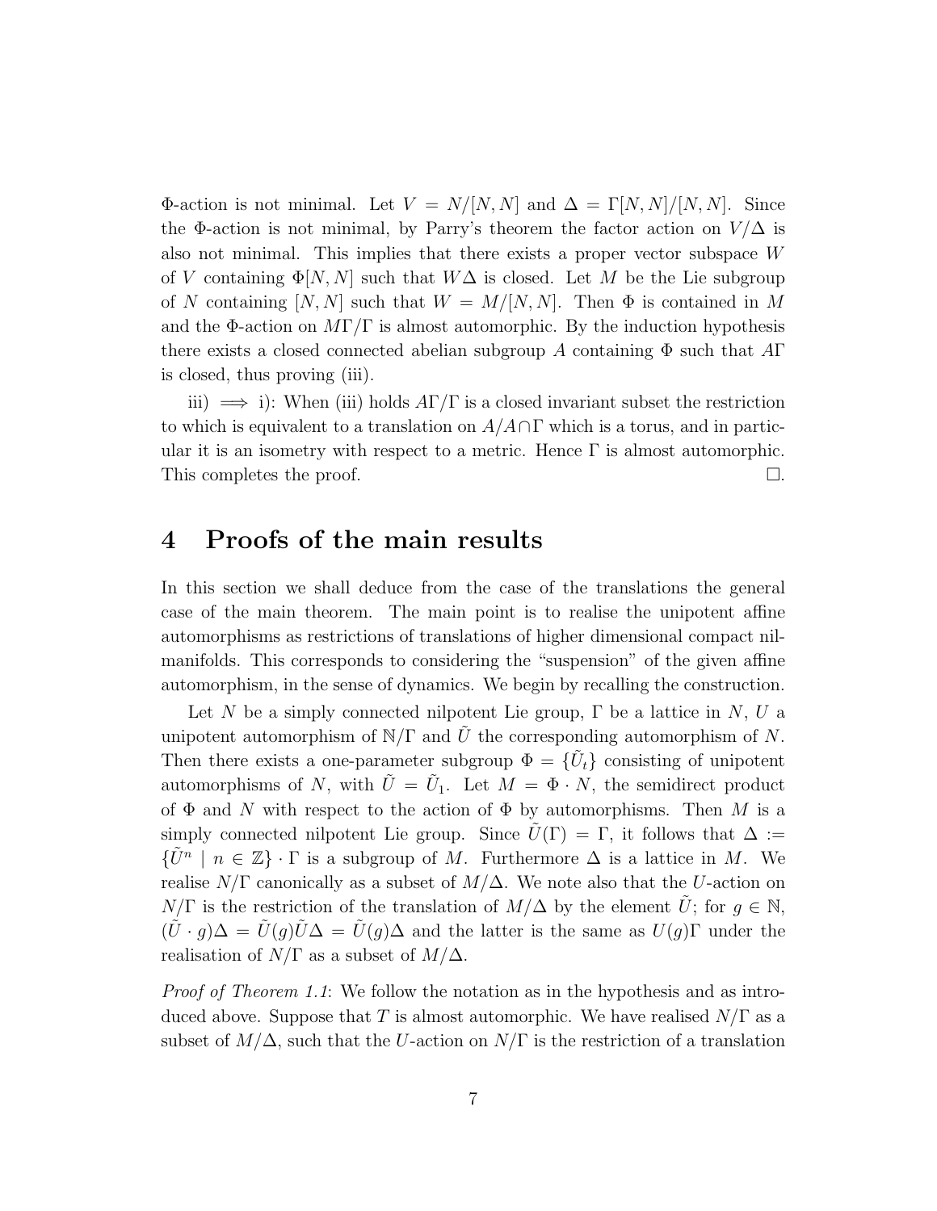$\Phi$-action is not minimal. Let $V = N/[N,N]$ and $\Delta = \Gamma[N,N]/[N,N]$. Since the $\Phi$-action is not minimal, by Parry's theorem the factor action on $V/\Delta$ is also not minimal. This implies that there exists a proper vector subspace $W$ of $V$ containing $\Phi[N,N]$ such that $W\Delta$ is closed. Let $M$ be the Lie subgroup of $N$ containing $[N,N]$ such that $W = M/[N,N]$. Then $\Phi$ is contained in $M$ and the $\Phi$-action on $M\Gamma/\Gamma$ is almost automorphic. By the induction hypothesis there exists a closed connected abelian subgroup $A$ containing $\Phi$ such that $A\Gamma$ is closed, thus proving (iii).

iii) $\implies$ i): When (iii) holds $A\Gamma/\Gamma$ is a closed invariant subset the restriction to which is equivalent to a translation on $A/A\cap\Gamma$ which is a torus, and in particular it is an isometry with respect to a metric. Hence $\Gamma$ is almost automorphic. This completes the proof. $\square$.

# 4 Proofs of the main results

In this section we shall deduce from the case of the translations the general case of the main theorem. The main point is to realise the unipotent affine automorphisms as restrictions of translations of higher dimensional compact nilmanifolds. This corresponds to considering the "suspension" of the given affine automorphism, in the sense of dynamics. We begin by recalling the construction.

Let $N$ be a simply connected nilpotent Lie group, $\Gamma$ be a lattice in $N$, $U$ a unipotent automorphism of $\mathbb{N}/\Gamma$ and $\tilde{U}$ the corresponding automorphism of $N$. Then there exists a one-parameter subgroup $\Phi = \{\tilde{U}_t\}$ consisting of unipotent automorphisms of $N$, with $\tilde{U} = \tilde{U}_1$. Let $M = \Phi \cdot N$, the semidirect product of $\Phi$ and $N$ with respect to the action of $\Phi$ by automorphisms. Then $M$ is a simply connected nilpotent Lie group. Since $\tilde{U}(\Gamma) = \Gamma$, it follows that $\Delta := \{\tilde{U}^n \mid n \in \mathbb{Z}\} \cdot \Gamma$ is a subgroup of $M$. Furthermore $\Delta$ is a lattice in $M$. We realise $N/\Gamma$ canonically as a subset of $M/\Delta$. We note also that the $U$-action on $N/\Gamma$ is the restriction of the translation of $M/\Delta$ by the element $\tilde{U}$; for $g \in \mathbb{N}$, $(\tilde{U} \cdot g)\Delta = \tilde{U}(g)\tilde{U}\Delta = \tilde{U}(g)\Delta$ and the latter is the same as $U(g)\Gamma$ under the realisation of $N/\Gamma$ as a subset of $M/\Delta$.

*Proof of Theorem 1.1*: We follow the notation as in the hypothesis and as introduced above. Suppose that $T$ is almost automorphic. We have realised $N/\Gamma$ as a subset of $M/\Delta$, such that the $U$-action on $N/\Gamma$ is the restriction of a translation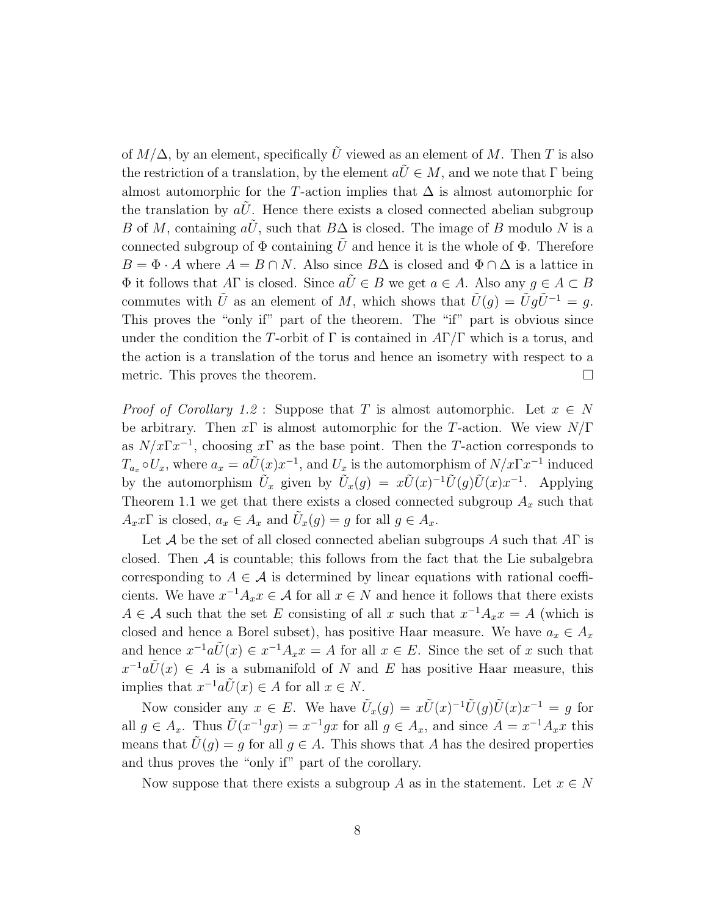of $M/\Delta$, by an element, specifically $\tilde{U}$ viewed as an element of $M$. Then $T$ is also the restriction of a translation, by the element $a\tilde{U} \in M$, and we note that $\Gamma$ being almost automorphic for the $T$-action implies that $\Delta$ is almost automorphic for the translation by $a\tilde{U}$. Hence there exists a closed connected abelian subgroup $B$ of $M$, containing $a\tilde{U}$, such that $B\Delta$ is closed. The image of $B$ modulo $N$ is a connected subgroup of $\Phi$ containing $\tilde{U}$ and hence it is the whole of $\Phi$. Therefore $B = \Phi \cdot A$ where $A = B \cap N$. Also since $B\Delta$ is closed and $\Phi \cap \Delta$ is a lattice in $\Phi$ it follows that $A\Gamma$ is closed. Since $a\tilde{U} \in B$ we get $a \in A$. Also any $g \in A \subset B$ commutes with $\tilde{U}$ as an element of $M$, which shows that $\tilde{U}(g) = \tilde{U}g\tilde{U}^{-1} = g$. This proves the "only if" part of the theorem. The "if" part is obvious since under the condition the $T$-orbit of $\Gamma$ is contained in $A\Gamma/\Gamma$ which is a torus, and the action is a translation of the torus and hence an isometry with respect to a metric. This proves the theorem. □

*Proof of Corollary 1.2* : Suppose that $T$ is almost automorphic. Let $x \in N$ be arbitrary. Then $x\Gamma$ is almost automorphic for the $T$-action. We view $N/\Gamma$ as $N/x\Gamma x^{-1}$, choosing $x\Gamma$ as the base point. Then the $T$-action corresponds to $T_{a_x} \circ U_x$, where $a_x = a\tilde{U}(x)x^{-1}$, and $U_x$ is the automorphism of $N/x\Gamma x^{-1}$ induced by the automorphism $\tilde{U}_x$ given by $\tilde{U}_x(g) = x\tilde{U}(x)^{-1}\tilde{U}(g)\tilde{U}(x)x^{-1}$. Applying Theorem 1.1 we get that there exists a closed connected subgroup $A_x$ such that $A_x x\Gamma$ is closed, $a_x \in A_x$ and $\tilde{U}_x(g) = g$ for all $g \in A_x$.

Let $\mathcal{A}$ be the set of all closed connected abelian subgroups $A$ such that $A\Gamma$ is closed. Then $\mathcal{A}$ is countable; this follows from the fact that the Lie subalgebra corresponding to $A \in \mathcal{A}$ is determined by linear equations with rational coefficients. We have $x^{-1}A_x x \in \mathcal{A}$ for all $x \in N$ and hence it follows that there exists $A \in \mathcal{A}$ such that the set $E$ consisting of all $x$ such that $x^{-1}A_x x = A$ (which is closed and hence a Borel subset), has positive Haar measure. We have $a_x \in A_x$ and hence $x^{-1}a\tilde{U}(x) \in x^{-1}A_x x = A$ for all $x \in E$. Since the set of $x$ such that $x^{-1}a\tilde{U}(x) \in A$ is a submanifold of $N$ and $E$ has positive Haar measure, this implies that $x^{-1}a\tilde{U}(x) \in A$ for all $x \in N$.

Now consider any $x \in E$. We have $\tilde{U}_x(g) = x\tilde{U}(x)^{-1}\tilde{U}(g)\tilde{U}(x)x^{-1} = g$ for all $g \in A_x$. Thus $\tilde{U}(x^{-1}gx) = x^{-1}gx$ for all $g \in A_x$, and since $A = x^{-1}A_x x$ this means that $\tilde{U}(g) = g$ for all $g \in A$. This shows that $A$ has the desired properties and thus proves the "only if" part of the corollary.

Now suppose that there exists a subgroup $A$ as in the statement. Let $x \in N$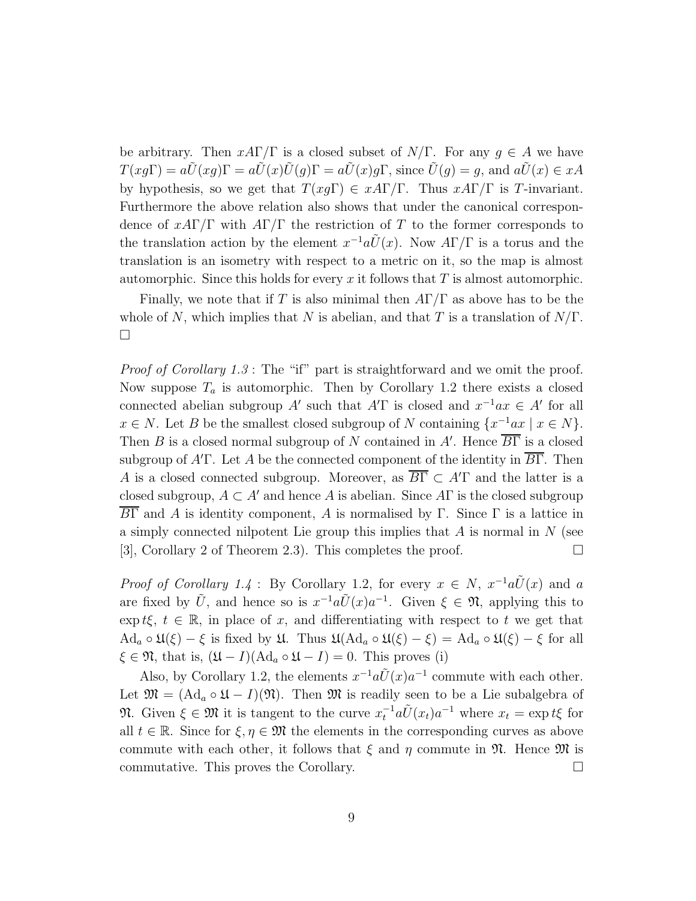be arbitrary. Then $xA\Gamma/\Gamma$ is a closed subset of $N/\Gamma$. For any $g \in A$ we have $T(xg\Gamma) = a\tilde{U}(xg)\Gamma = a\tilde{U}(x)\tilde{U}(g)\Gamma = a\tilde{U}(x)g\Gamma$, since $\tilde{U}(g) = g$, and $a\tilde{U}(x) \in xA$ by hypothesis, so we get that $T(xg\Gamma) \in xA\Gamma/\Gamma$. Thus $xA\Gamma/\Gamma$ is $T$-invariant. Furthermore the above relation also shows that under the canonical correspondence of $xA\Gamma/\Gamma$ with $A\Gamma/\Gamma$ the restriction of $T$ to the former corresponds to the translation action by the element $x^{-1}a\tilde{U}(x)$. Now $A\Gamma/\Gamma$ is a torus and the translation is an isometry with respect to a metric on it, so the map is almost automorphic. Since this holds for every $x$ it follows that $T$ is almost automorphic.

Finally, we note that if $T$ is also minimal then $A\Gamma/\Gamma$ as above has to be the whole of $N$, which implies that $N$ is abelian, and that $T$ is a translation of $N/\Gamma$. □

*Proof of Corollary 1.3* : The "if" part is straightforward and we omit the proof. Now suppose $T_a$ is automorphic. Then by Corollary 1.2 there exists a closed connected abelian subgroup $A'$ such that $A'\Gamma$ is closed and $x^{-1}ax \in A'$ for all $x \in N$. Let $B$ be the smallest closed subgroup of $N$ containing $\{x^{-1}ax \mid x \in N\}$. Then $B$ is a closed normal subgroup of $N$ contained in $A'$. Hence $\overline{B\Gamma}$ is a closed subgroup of $A'\Gamma$. Let $A$ be the connected component of the identity in $\overline{B\Gamma}$. Then $A$ is a closed connected subgroup. Moreover, as $\overline{B\Gamma} \subset A'\Gamma$ and the latter is a closed subgroup, $A \subset A'$ and hence $A$ is abelian. Since $A\Gamma$ is the closed subgroup $\overline{B\Gamma}$ and $A$ is identity component, $A$ is normalised by $\Gamma$. Since $\Gamma$ is a lattice in a simply connected nilpotent Lie group this implies that $A$ is normal in $N$ (see [3], Corollary 2 of Theorem 2.3). This completes the proof. □

*Proof of Corollary 1.4* : By Corollary 1.2, for every $x \in N$, $x^{-1}a\tilde{U}(x)$ and $a$ are fixed by $\tilde{U}$, and hence so is $x^{-1}a\tilde{U}(x)a^{-1}$. Given $\xi \in \mathfrak{N}$, applying this to $\exp t\xi$, $t \in \mathbb{R}$, in place of $x$, and differentiating with respect to $t$ we get that $\mathrm{Ad}_a \circ \mathfrak{U}(\xi) - \xi$ is fixed by $\mathfrak{U}$. Thus $\mathfrak{U}(\mathrm{Ad}_a \circ \mathfrak{U}(\xi) - \xi) = \mathrm{Ad}_a \circ \mathfrak{U}(\xi) - \xi$ for all $\xi \in \mathfrak{N}$, that is, $(\mathfrak{U} - I)(\mathrm{Ad}_a \circ \mathfrak{U} - I) = 0$. This proves (i)

Also, by Corollary 1.2, the elements $x^{-1}a\tilde{U}(x)a^{-1}$ commute with each other. Let $\mathfrak{M} = (\mathrm{Ad}_a \circ \mathfrak{U} - I)(\mathfrak{N})$. Then $\mathfrak{M}$ is readily seen to be a Lie subalgebra of $\mathfrak{N}$. Given $\xi \in \mathfrak{M}$ it is tangent to the curve $x_t^{-1}a\tilde{U}(x_t)a^{-1}$ where $x_t = \exp t\xi$ for all $t \in \mathbb{R}$. Since for $\xi, \eta \in \mathfrak{M}$ the elements in the corresponding curves as above commute with each other, it follows that $\xi$ and $\eta$ commute in $\mathfrak{N}$. Hence $\mathfrak{M}$ is commutative. This proves the Corollary. □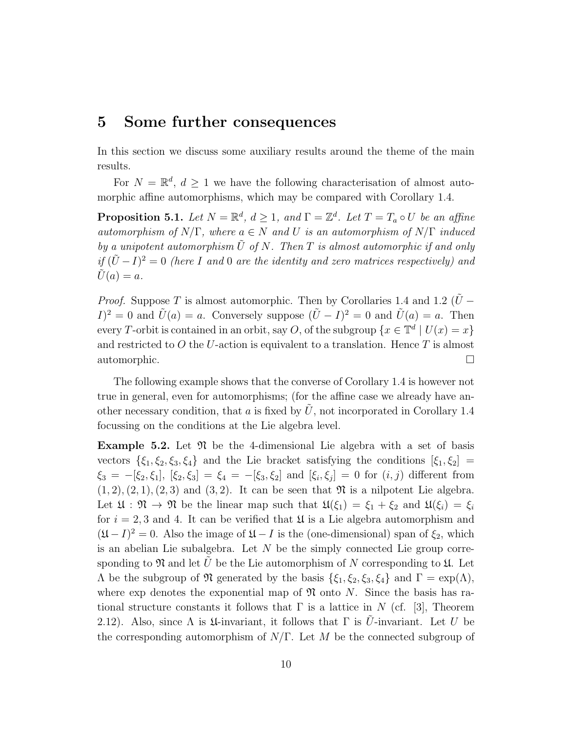## 5 Some further consequences

In this section we discuss some auxiliary results around the theme of the main results.

For $N = \mathbb{R}^d$, $d \geq 1$ we have the following characterisation of almost automorphic affine automorphisms, which may be compared with Corollary 1.4.

**Proposition 5.1.** *Let $N = \mathbb{R}^d$, $d \geq 1$, and $\Gamma = \mathbb{Z}^d$. Let $T = T_a \circ U$ be an affine automorphism of $N/\Gamma$, where $a \in N$ and $U$ is an automorphism of $N/\Gamma$ induced by a unipotent automorphism $\tilde{U}$ of $N$. Then $T$ is almost automorphic if and only if $(\tilde{U} - I)^2 = 0$ (here $I$ and $0$ are the identity and zero matrices respectively) and $\tilde{U}(a) = a$.*

*Proof.* Suppose $T$ is almost automorphic. Then by Corollaries 1.4 and 1.2 $(\tilde{U} - I)^2 = 0$ and $\tilde{U}(a) = a$. Conversely suppose $(\tilde{U} - I)^2 = 0$ and $\tilde{U}(a) = a$. Then every $T$-orbit is contained in an orbit, say $O$, of the subgroup $\{x \in \mathbb{T}^d \mid U(x) = x\}$ and restricted to $O$ the $U$-action is equivalent to a translation. Hence $T$ is almost automorphic. □

The following example shows that the converse of Corollary 1.4 is however not true in general, even for automorphisms; (for the affine case we already have another necessary condition, that $a$ is fixed by $\tilde{U}$, not incorporated in Corollary 1.4 focussing on the conditions at the Lie algebra level.

**Example 5.2.** Let $\mathfrak{N}$ be the 4-dimensional Lie algebra with a set of basis vectors $\{\xi_1, \xi_2, \xi_3, \xi_4\}$ and the Lie bracket satisfying the conditions $[\xi_1, \xi_2] = \xi_3 = -[\xi_2, \xi_1]$, $[\xi_2, \xi_3] = \xi_4 = -[\xi_3, \xi_2]$ and $[\xi_i, \xi_j] = 0$ for $(i, j)$ different from $(1, 2), (2, 1), (2, 3)$ and $(3, 2)$. It can be seen that $\mathfrak{N}$ is a nilpotent Lie algebra. Let $\mathfrak{U} : \mathfrak{N} \to \mathfrak{N}$ be the linear map such that $\mathfrak{U}(\xi_1) = \xi_1 + \xi_2$ and $\mathfrak{U}(\xi_i) = \xi_i$ for $i = 2, 3$ and $4$. It can be verified that $\mathfrak{U}$ is a Lie algebra automorphism and $(\mathfrak{U} - I)^2 = 0$. Also the image of $\mathfrak{U} - I$ is the (one-dimensional) span of $\xi_2$, which is an abelian Lie subalgebra. Let $N$ be the simply connected Lie group corresponding to $\mathfrak{N}$ and let $\tilde{U}$ be the Lie automorphism of $N$ corresponding to $\mathfrak{U}$. Let $\Lambda$ be the subgroup of $\mathfrak{N}$ generated by the basis $\{\xi_1, \xi_2, \xi_3, \xi_4\}$ and $\Gamma = \exp(\Lambda)$, where exp denotes the exponential map of $\mathfrak{N}$ onto $N$. Since the basis has rational structure constants it follows that $\Gamma$ is a lattice in $N$ (cf. [3], Theorem 2.12). Also, since $\Lambda$ is $\mathfrak{U}$-invariant, it follows that $\Gamma$ is $\tilde{U}$-invariant. Let $U$ be the corresponding automorphism of $N/\Gamma$. Let $M$ be the connected subgroup of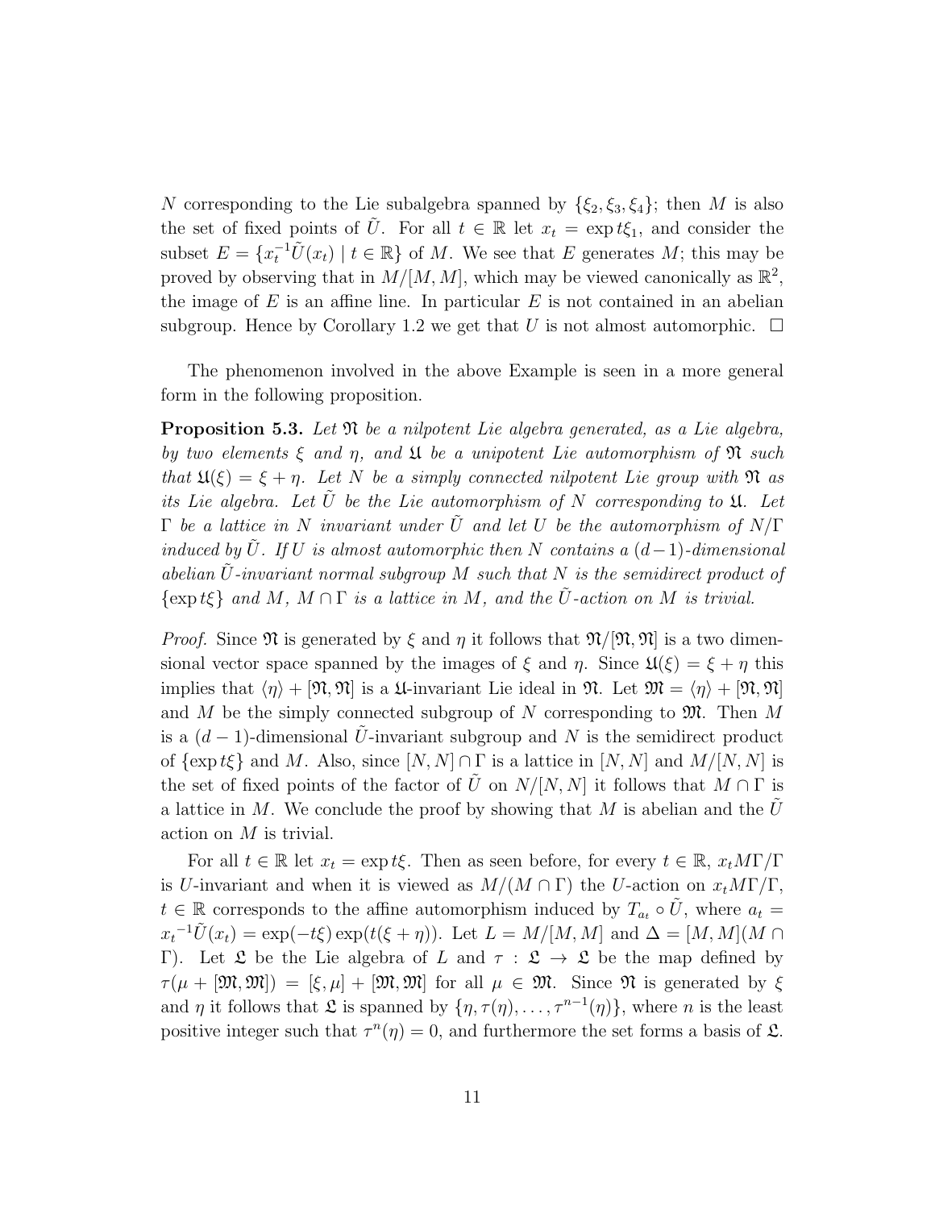$N$ corresponding to the Lie subalgebra spanned by $\{\xi_2, \xi_3, \xi_4\}$; then $M$ is also the set of fixed points of $\tilde{U}$. For all $t \in \mathbb{R}$ let $x_t = \exp t\xi_1$, and consider the subset $E = \{x_t^{-1}\tilde{U}(x_t) \mid t \in \mathbb{R}\}$ of $M$. We see that $E$ generates $M$; this may be proved by observing that in $M/[M, M]$, which may be viewed canonically as $\mathbb{R}^2$, the image of $E$ is an affine line. In particular $E$ is not contained in an abelian subgroup. Hence by Corollary 1.2 we get that $U$ is not almost automorphic. $\square$

The phenomenon involved in the above Example is seen in a more general form in the following proposition.

**Proposition 5.3.** *Let $\mathfrak{N}$ be a nilpotent Lie algebra generated, as a Lie algebra, by two elements $\xi$ and $\eta$, and $\mathfrak{U}$ be a unipotent Lie automorphism of $\mathfrak{N}$ such that $\mathfrak{U}(\xi) = \xi + \eta$. Let $N$ be a simply connected nilpotent Lie group with $\mathfrak{N}$ as its Lie algebra. Let $\tilde{U}$ be the Lie automorphism of $N$ corresponding to $\mathfrak{U}$. Let $\Gamma$ be a lattice in $N$ invariant under $\tilde{U}$ and let $U$ be the automorphism of $N/\Gamma$ induced by $\tilde{U}$. If $U$ is almost automorphic then $N$ contains a $(d-1)$-dimensional abelian $\tilde{U}$-invariant normal subgroup $M$ such that $N$ is the semidirect product of $\{\exp t\xi\}$ and $M$, $M \cap \Gamma$ is a lattice in $M$, and the $\tilde{U}$-action on $M$ is trivial.*

*Proof.* Since $\mathfrak{N}$ is generated by $\xi$ and $\eta$ it follows that $\mathfrak{N}/[\mathfrak{N}, \mathfrak{N}]$ is a two dimensional vector space spanned by the images of $\xi$ and $\eta$. Since $\mathfrak{U}(\xi) = \xi + \eta$ this implies that $\langle \eta \rangle + [\mathfrak{N}, \mathfrak{N}]$ is a $\mathfrak{U}$-invariant Lie ideal in $\mathfrak{N}$. Let $\mathfrak{M} = \langle \eta \rangle + [\mathfrak{N}, \mathfrak{N}]$ and $M$ be the simply connected subgroup of $N$ corresponding to $\mathfrak{M}$. Then $M$ is a $(d-1)$-dimensional $\tilde{U}$-invariant subgroup and $N$ is the semidirect product of $\{\exp t\xi\}$ and $M$. Also, since $[N, N] \cap \Gamma$ is a lattice in $[N, N]$ and $M/[N, N]$ is the set of fixed points of the factor of $\tilde{U}$ on $N/[N, N]$ it follows that $M \cap \Gamma$ is a lattice in $M$. We conclude the proof by showing that $M$ is abelian and the $\tilde{U}$ action on $M$ is trivial.

For all $t \in \mathbb{R}$ let $x_t = \exp t\xi$. Then as seen before, for every $t \in \mathbb{R}$, $x_t M\Gamma/\Gamma$ is $U$-invariant and when it is viewed as $M/(M \cap \Gamma)$ the $U$-action on $x_t M\Gamma/\Gamma$, $t \in \mathbb{R}$ corresponds to the affine automorphism induced by $T_{a_t} \circ \tilde{U}$, where $a_t = x_t{}^{-1}\tilde{U}(x_t) = \exp(-t\xi)\exp(t(\xi + \eta))$. Let $L = M/[M, M]$ and $\Delta = [M, M](M \cap \Gamma)$. Let $\mathfrak{L}$ be the Lie algebra of $L$ and $\tau : \mathfrak{L} \to \mathfrak{L}$ be the map defined by $\tau(\mu + [\mathfrak{M}, \mathfrak{M}]) = [\xi, \mu] + [\mathfrak{M}, \mathfrak{M}]$ for all $\mu \in \mathfrak{M}$. Since $\mathfrak{N}$ is generated by $\xi$ and $\eta$ it follows that $\mathfrak{L}$ is spanned by $\{\eta, \tau(\eta), \ldots, \tau^{n-1}(\eta)\}$, where $n$ is the least positive integer such that $\tau^n(\eta) = 0$, and furthermore the set forms a basis of $\mathfrak{L}$.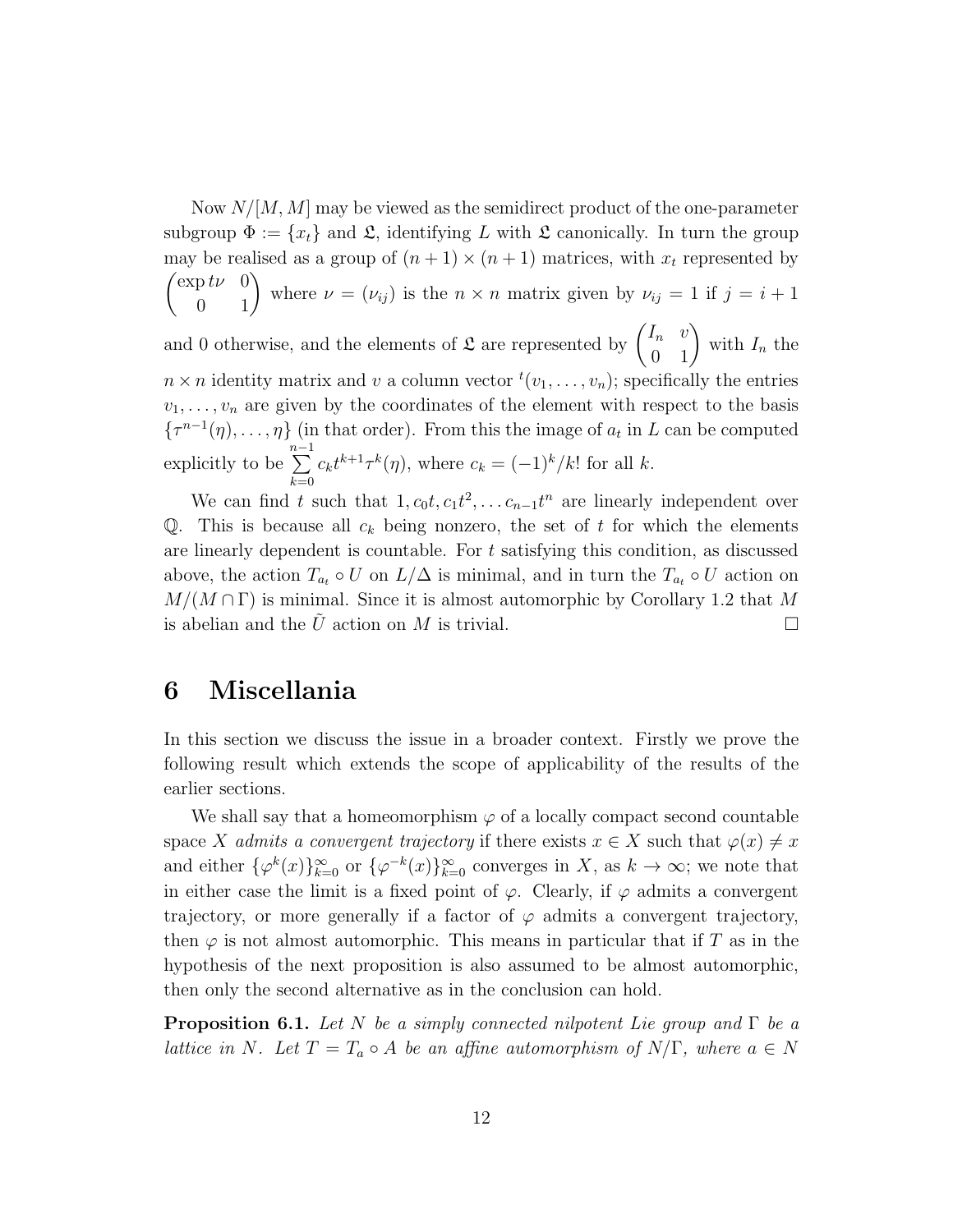Now $N/[M,M]$ may be viewed as the semidirect product of the one-parameter subgroup $\Phi := \{x_t\}$ and $\mathfrak{L}$, identifying $L$ with $\mathfrak{L}$ canonically. In turn the group may be realised as a group of $(n+1)\times(n+1)$ matrices, with $x_t$ represented by $\begin{pmatrix} \exp t\nu & 0 \\ 0 & 1 \end{pmatrix}$ where $\nu = (\nu_{ij})$ is the $n \times n$ matrix given by $\nu_{ij} = 1$ if $j = i+1$ and 0 otherwise, and the elements of $\mathfrak{L}$ are represented by $\begin{pmatrix} I_n & v \\ 0 & 1 \end{pmatrix}$ with $I_n$ the $n \times n$ identity matrix and $v$ a column vector ${}^t(v_1, \dots, v_n)$; specifically the entries $v_1, \dots, v_n$ are given by the coordinates of the element with respect to the basis $\{\tau^{n-1}(\eta), \dots, \eta\}$ (in that order). From this the image of $a_t$ in $L$ can be computed explicitly to be $\sum_{k=0}^{n-1} c_k t^{k+1} \tau^k(\eta)$, where $c_k = (-1)^k/k!$ for all $k$.

We can find $t$ such that $1, c_0 t, c_1 t^2, \dots c_{n-1} t^n$ are linearly independent over $\mathbb{Q}$. This is because all $c_k$ being nonzero, the set of $t$ for which the elements are linearly dependent is countable. For $t$ satisfying this condition, as discussed above, the action $T_{a_t} \circ U$ on $L/\Delta$ is minimal, and in turn the $T_{a_t} \circ U$ action on $M/(M \cap \Gamma)$ is minimal. Since it is almost automorphic by Corollary 1.2 that $M$ is abelian and the $\tilde{U}$ action on $M$ is trivial. □

# 6 Miscellania

In this section we discuss the issue in a broader context. Firstly we prove the following result which extends the scope of applicability of the results of the earlier sections.

We shall say that a homeomorphism $\varphi$ of a locally compact second countable space $X$ *admits a convergent trajectory* if there exists $x \in X$ such that $\varphi(x) \neq x$ and either $\{\varphi^k(x)\}_{k=0}^{\infty}$ or $\{\varphi^{-k}(x)\}_{k=0}^{\infty}$ converges in $X$, as $k \to \infty$; we note that in either case the limit is a fixed point of $\varphi$. Clearly, if $\varphi$ admits a convergent trajectory, or more generally if a factor of $\varphi$ admits a convergent trajectory, then $\varphi$ is not almost automorphic. This means in particular that if $T$ as in the hypothesis of the next proposition is also assumed to be almost automorphic, then only the second alternative as in the conclusion can hold.

**Proposition 6.1.** *Let $N$ be a simply connected nilpotent Lie group and $\Gamma$ be a lattice in $N$. Let $T = T_a \circ A$ be an affine automorphism of $N/\Gamma$, where $a \in N$*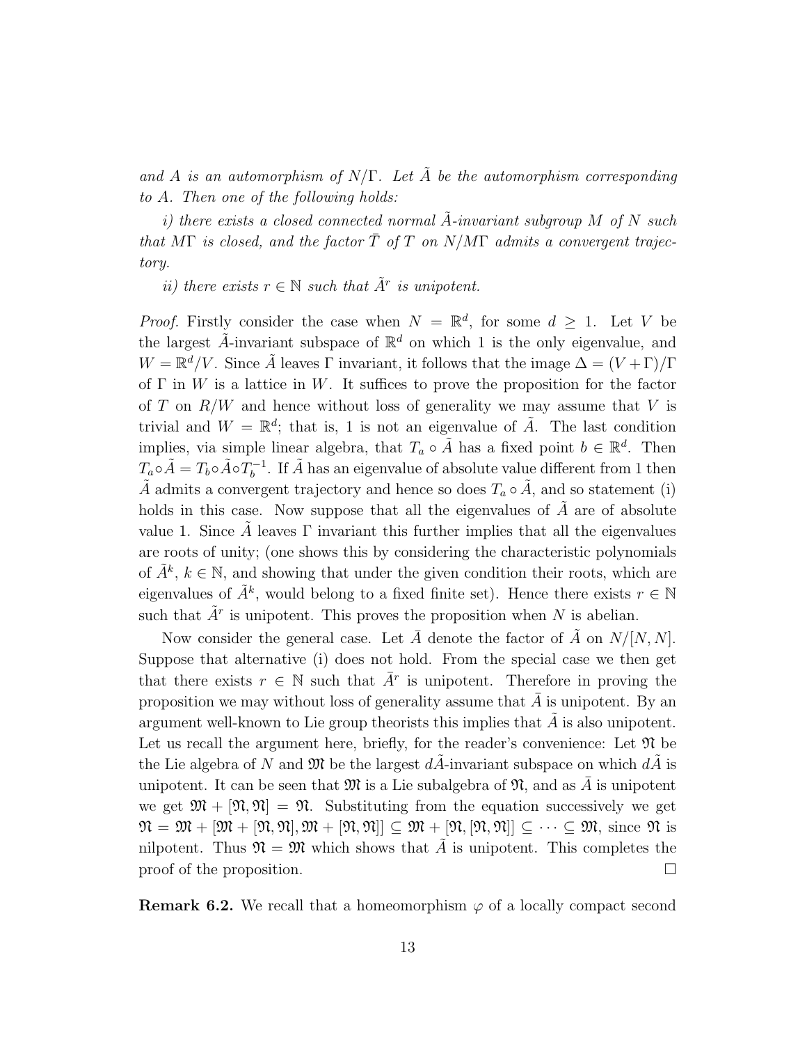*and $A$ is an automorphism of $N/\Gamma$. Let $\tilde{A}$ be the automorphism corresponding to $A$. Then one of the following holds:*

*i) there exists a closed connected normal $\tilde{A}$-invariant subgroup $M$ of $N$ such that $M\Gamma$ is closed, and the factor $\bar{T}$ of $T$ on $N/M\Gamma$ admits a convergent trajectory.*

*ii) there exists $r \in \mathbb{N}$ such that $\tilde{A}^r$ is unipotent.*

*Proof.* Firstly consider the case when $N = \mathbb{R}^d$, for some $d \geq 1$. Let $V$ be the largest $\tilde{A}$-invariant subspace of $\mathbb{R}^d$ on which 1 is the only eigenvalue, and $W = \mathbb{R}^d/V$. Since $\tilde{A}$ leaves $\Gamma$ invariant, it follows that the image $\Delta = (V+\Gamma)/\Gamma$ of $\Gamma$ in $W$ is a lattice in $W$. It suffices to prove the proposition for the factor of $T$ on $R/W$ and hence without loss of generality we may assume that $V$ is trivial and $W = \mathbb{R}^d$; that is, 1 is not an eigenvalue of $\tilde{A}$. The last condition implies, via simple linear algebra, that $T_a \circ \tilde{A}$ has a fixed point $b \in \mathbb{R}^d$. Then $T_a \circ \tilde{A} = T_b \circ \tilde{A} \circ T_b^{-1}$. If $\tilde{A}$ has an eigenvalue of absolute value different from 1 then $\tilde{A}$ admits a convergent trajectory and hence so does $T_a \circ \tilde{A}$, and so statement (i) holds in this case. Now suppose that all the eigenvalues of $\tilde{A}$ are of absolute value 1. Since $\tilde{A}$ leaves $\Gamma$ invariant this further implies that all the eigenvalues are roots of unity; (one shows this by considering the characteristic polynomials of $\tilde{A}^k$, $k \in \mathbb{N}$, and showing that under the given condition their roots, which are eigenvalues of $\tilde{A}^k$, would belong to a fixed finite set). Hence there exists $r \in \mathbb{N}$ such that $\tilde{A}^r$ is unipotent. This proves the proposition when $N$ is abelian.

Now consider the general case. Let $\bar{A}$ denote the factor of $\tilde{A}$ on $N/[N,N]$. Suppose that alternative (i) does not hold. From the special case we then get that there exists $r \in \mathbb{N}$ such that $\bar{A}^r$ is unipotent. Therefore in proving the proposition we may without loss of generality assume that $\bar{A}$ is unipotent. By an argument well-known to Lie group theorists this implies that $\tilde{A}$ is also unipotent. Let us recall the argument here, briefly, for the reader's convenience: Let $\mathfrak{N}$ be the Lie algebra of $N$ and $\mathfrak{M}$ be the largest $d\tilde{A}$-invariant subspace on which $d\tilde{A}$ is unipotent. It can be seen that $\mathfrak{M}$ is a Lie subalgebra of $\mathfrak{N}$, and as $\bar{A}$ is unipotent we get $\mathfrak{M} + [\mathfrak{N}, \mathfrak{N}] = \mathfrak{N}$. Substituting from the equation successively we get $\mathfrak{N} = \mathfrak{M} + [\mathfrak{M} + [\mathfrak{N}, \mathfrak{N}], \mathfrak{M} + [\mathfrak{N}, \mathfrak{N}]] \subseteq \mathfrak{M} + [\mathfrak{N}, [\mathfrak{N}, \mathfrak{N}]] \subseteq \cdots \subseteq \mathfrak{M}$, since $\mathfrak{N}$ is nilpotent. Thus $\mathfrak{N} = \mathfrak{M}$ which shows that $\tilde{A}$ is unipotent. This completes the proof of the proposition. $\square$

**Remark 6.2.** We recall that a homeomorphism $\varphi$ of a locally compact second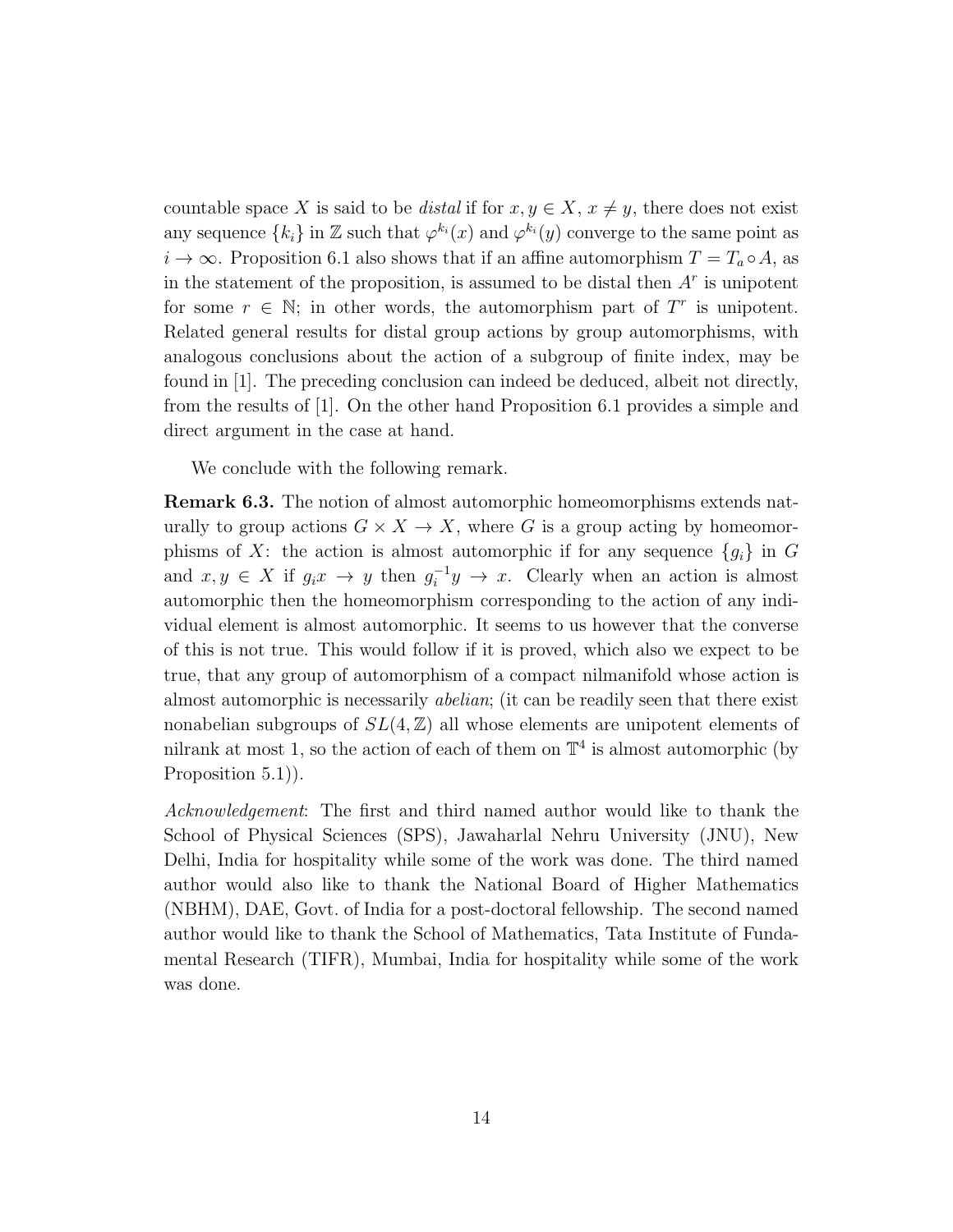countable space $X$ is said to be *distal* if for $x, y \in X$, $x \neq y$, there does not exist any sequence $\{k_i\}$ in $\mathbb{Z}$ such that $\varphi^{k_i}(x)$ and $\varphi^{k_i}(y)$ converge to the same point as $i \to \infty$. Proposition 6.1 also shows that if an affine automorphism $T = T_a \circ A$, as in the statement of the proposition, is assumed to be distal then $A^r$ is unipotent for some $r \in \mathbb{N}$; in other words, the automorphism part of $T^r$ is unipotent. Related general results for distal group actions by group automorphisms, with analogous conclusions about the action of a subgroup of finite index, may be found in [1]. The preceding conclusion can indeed be deduced, albeit not directly, from the results of [1]. On the other hand Proposition 6.1 provides a simple and direct argument in the case at hand.

We conclude with the following remark.

**Remark 6.3.** The notion of almost automorphic homeomorphisms extends naturally to group actions $G \times X \to X$, where $G$ is a group acting by homeomorphisms of $X$: the action is almost automorphic if for any sequence $\{g_i\}$ in $G$ and $x, y \in X$ if $g_i x \to y$ then $g_i^{-1} y \to x$. Clearly when an action is almost automorphic then the homeomorphism corresponding to the action of any individual element is almost automorphic. It seems to us however that the converse of this is not true. This would follow if it is proved, which also we expect to be true, that any group of automorphism of a compact nilmanifold whose action is almost automorphic is necessarily *abelian*; (it can be readily seen that there exist nonabelian subgroups of $SL(4, \mathbb{Z})$ all whose elements are unipotent elements of nilrank at most 1, so the action of each of them on $\mathbb{T}^4$ is almost automorphic (by Proposition 5.1)).

*Acknowledgement*: The first and third named author would like to thank the School of Physical Sciences (SPS), Jawaharlal Nehru University (JNU), New Delhi, India for hospitality while some of the work was done. The third named author would also like to thank the National Board of Higher Mathematics (NBHM), DAE, Govt. of India for a post-doctoral fellowship. The second named author would like to thank the School of Mathematics, Tata Institute of Fundamental Research (TIFR), Mumbai, India for hospitality while some of the work was done.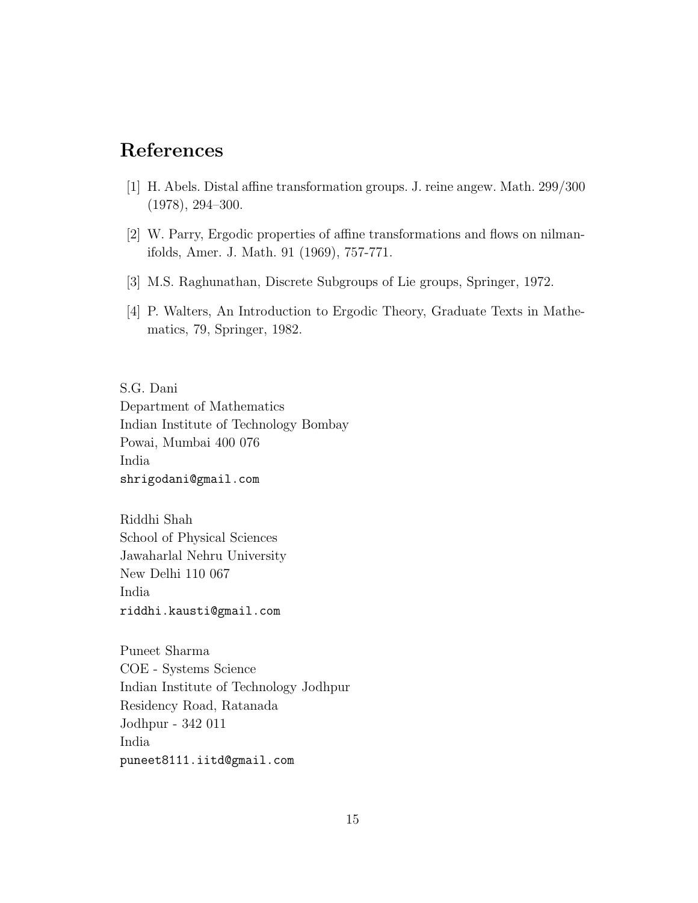## References

[1] H. Abels. Distal affine transformation groups. J. reine angew. Math. 299/300 (1978), 294–300.

[2] W. Parry, Ergodic properties of affine transformations and flows on nilmanifolds, Amer. J. Math. 91 (1969), 757-771.

[3] M.S. Raghunathan, Discrete Subgroups of Lie groups, Springer, 1972.

[4] P. Walters, An Introduction to Ergodic Theory, Graduate Texts in Mathematics, 79, Springer, 1982.

S.G. Dani
Department of Mathematics
Indian Institute of Technology Bombay
Powai, Mumbai 400 076
India
shrigodani@gmail.com

Riddhi Shah
School of Physical Sciences
Jawaharlal Nehru University
New Delhi 110 067
India
riddhi.kausti@gmail.com

Puneet Sharma
COE - Systems Science
Indian Institute of Technology Jodhpur
Residency Road, Ratanada
Jodhpur - 342 011
India
puneet8111.iitd@gmail.com